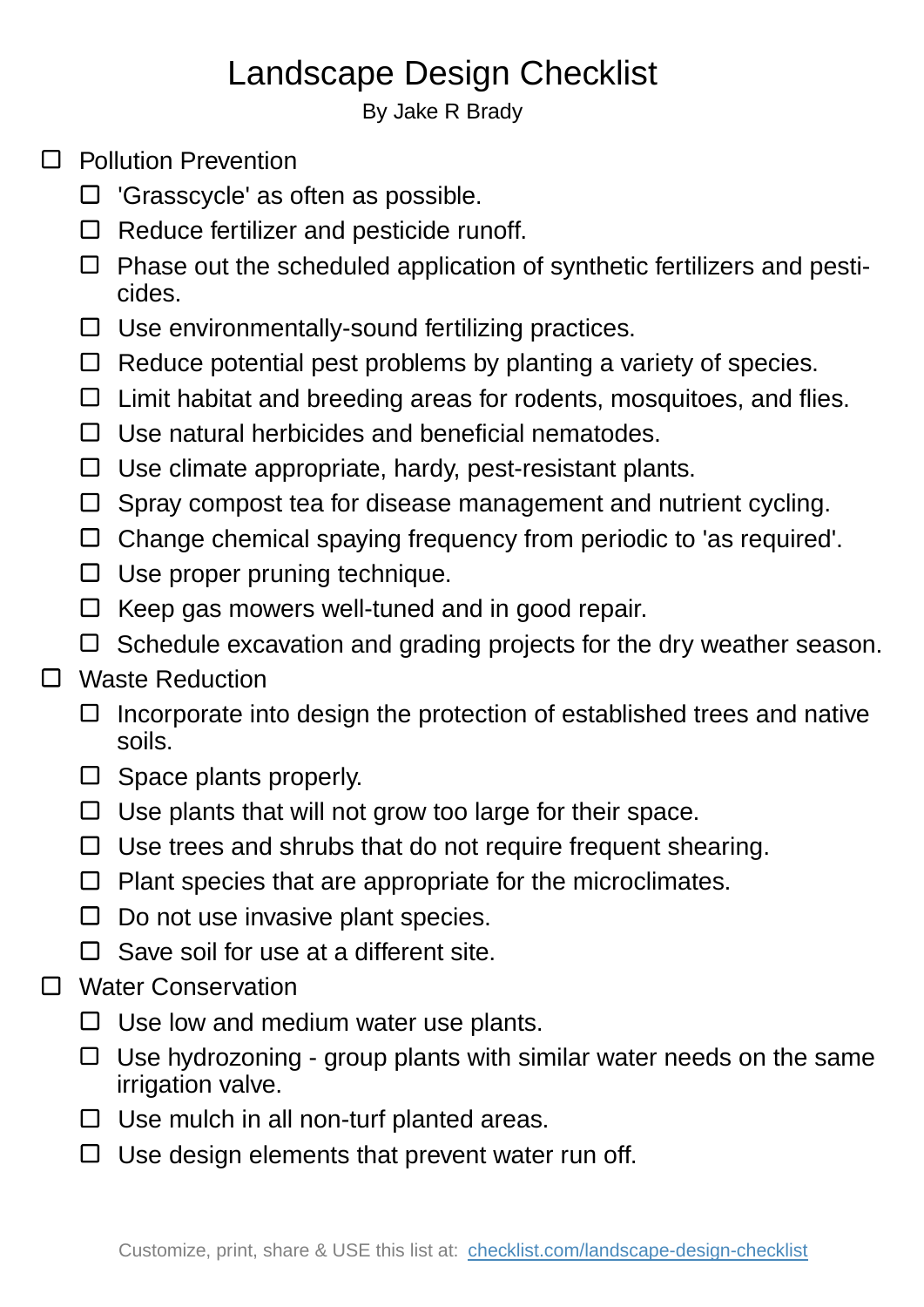# Landscape Design Checklist

By Jake R Brady

- [ ] Pollution Prevention
    - [ ] 'Grasscycle' as often as possible.
    - [ ] Reduce fertilizer and pesticide runoff.
    - [ ] Phase out the scheduled application of synthetic fertilizers and pesticides.
    - [ ] Use environmentally-sound fertilizing practices.
    - [ ] Reduce potential pest problems by planting a variety of species.
    - [ ] Limit habitat and breeding areas for rodents, mosquitoes, and flies.
    - [ ] Use natural herbicides and beneficial nematodes.
    - [ ] Use climate appropriate, hardy, pest-resistant plants.
    - [ ] Spray compost tea for disease management and nutrient cycling.
    - [ ] Change chemical spaying frequency from periodic to 'as required'.
    - [ ] Use proper pruning technique.
    - [ ] Keep gas mowers well-tuned and in good repair.
    - [ ] Schedule excavation and grading projects for the dry weather season.
- [ ] Waste Reduction
    - [ ] Incorporate into design the protection of established trees and native soils.
    - [ ] Space plants properly.
    - [ ] Use plants that will not grow too large for their space.
    - [ ] Use trees and shrubs that do not require frequent shearing.
    - [ ] Plant species that are appropriate for the microclimates.
    - [ ] Do not use invasive plant species.
    - [ ] Save soil for use at a different site.
- [ ] Water Conservation
    - [ ] Use low and medium water use plants.
    - [ ] Use hydrozoning - group plants with similar water needs on the same irrigation valve.
    - [ ] Use mulch in all non-turf planted areas.
    - [ ] Use design elements that prevent water run off.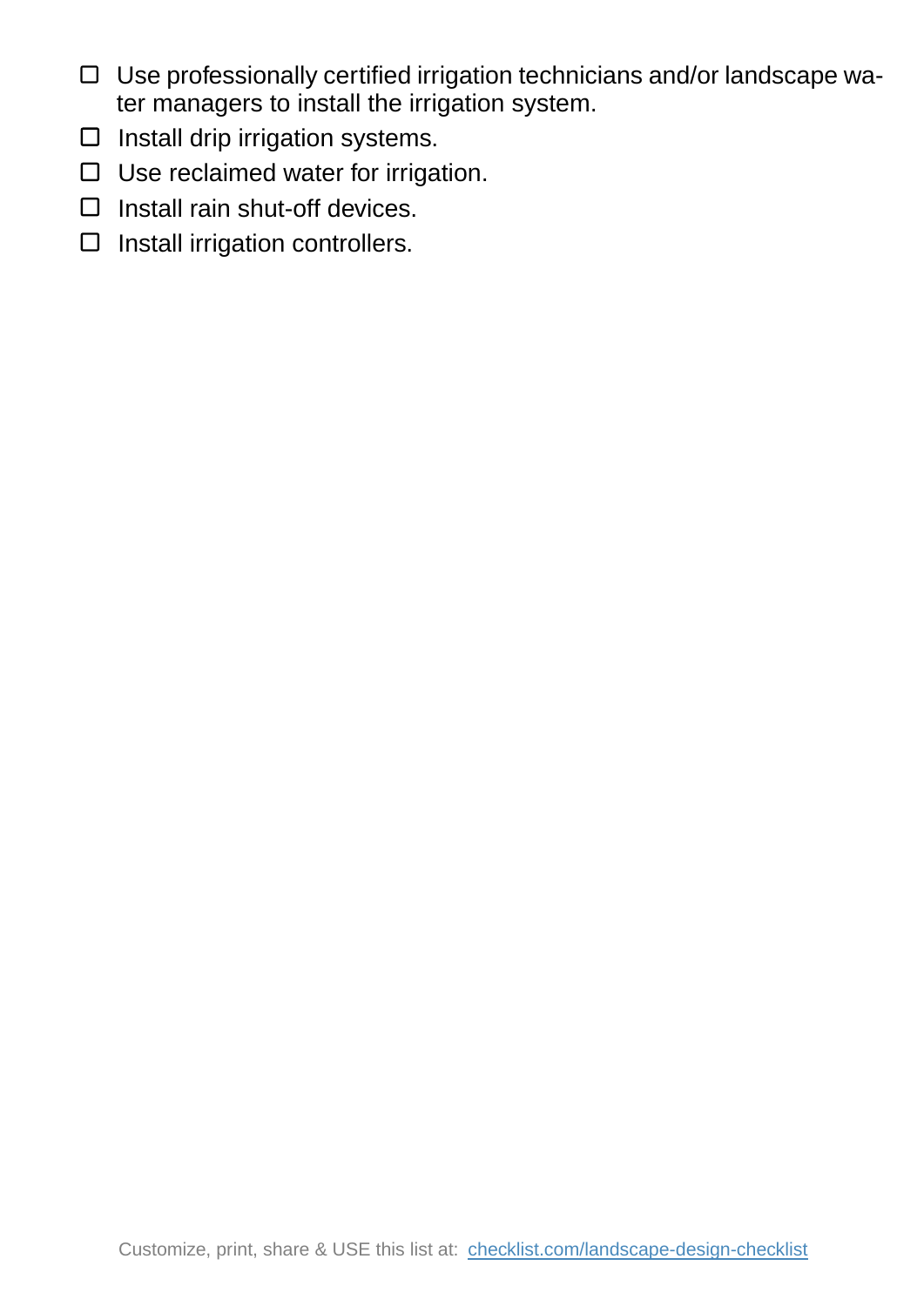- [ ] Use professionally certified irrigation technicians and/or landscape water managers to install the irrigation system.
- [ ] Install drip irrigation systems.
- [ ] Use reclaimed water for irrigation.
- [ ] Install rain shut-off devices.
- [ ] Install irrigation controllers.